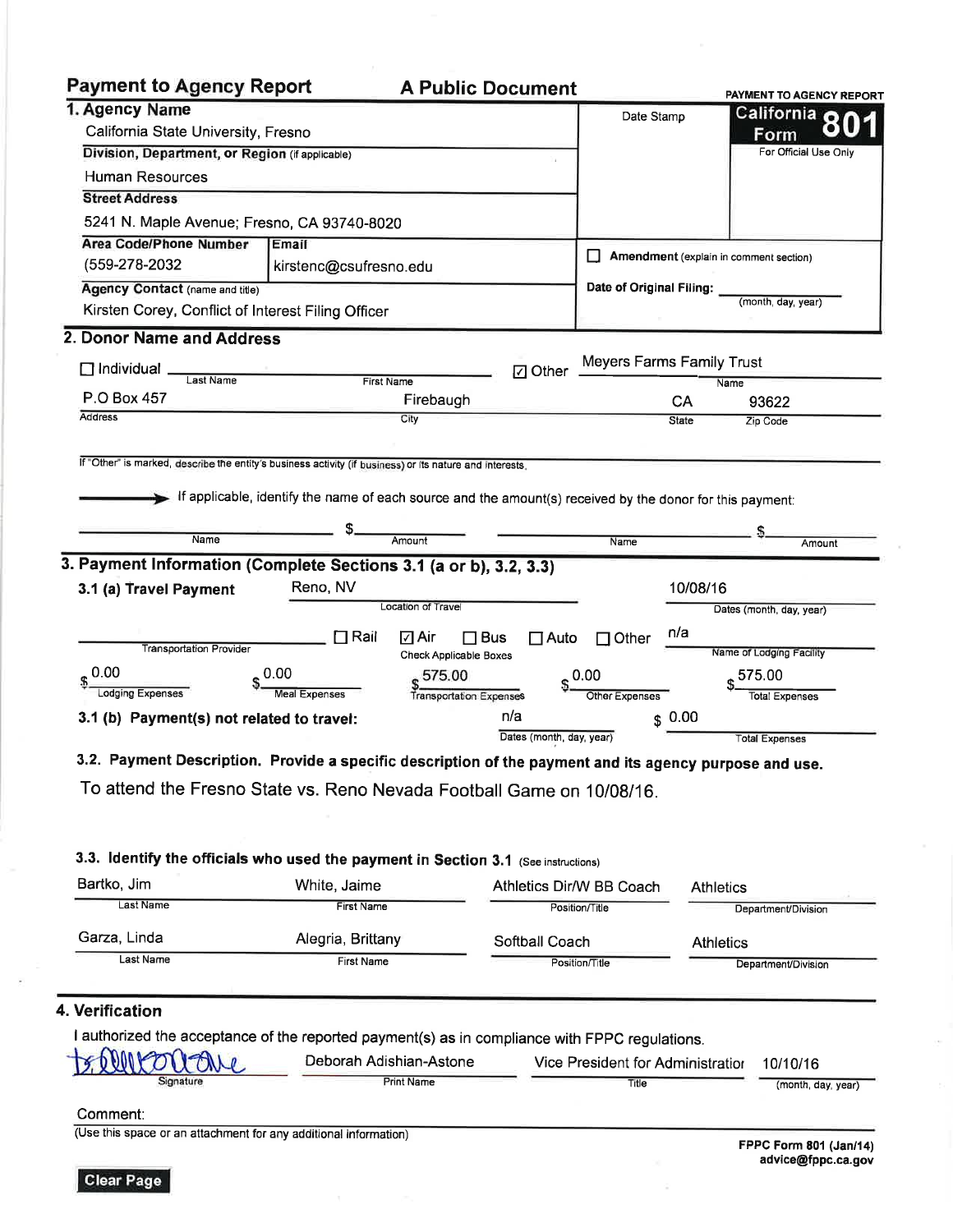# Payment to Agency Report

**A Public Document**

**PAYMENT TO AGENCY REPORT**

**California Form 801**

For Official Use Only

Date Stamp

## 1. Agency Name

California State University, Fresno

**Division, Department, or Region** (if applicable)

Human Resources

**Street Address**

5241 N. Maple Avenue; Fresno, CA 93740-8020

| Area Code/Phone Number | Email |
| --- | --- |
| (559-278-2032 | kirstenc@csufresno.edu |

**Agency Contact** (name and title)

Kirsten Corey, Conflict of Interest Filing Officer

☐ **Amendment** (explain in comment section)

**Date of Original Filing:** ____________ (month, day, year)

## 2. Donor Name and Address

☐ Individual ____________ (Last Name) ____________ (First Name)

☑ Other Meyers Farms Family Trust (Name)

| Address | City | State | Zip Code |
| --- | --- | --- | --- |
| P.O Box 457 | Firebaugh | CA | 93622 |

If "Other" is marked, describe the entity's business activity (if business) or its nature and interests.

If applicable, identify the name of each source and the amount(s) received by the donor for this payment:

| Name | Amount | Name | Amount |
| --- | --- | --- | --- |
| | $ | | $ |

## 3. Payment Information (Complete Sections 3.1 (a or b), 3.2, 3.3)

**3.1 (a) Travel Payment**

Location of Travel: Reno, NV

Dates (month, day, year): 10/08/16

Transportation Provider: ____________

☐ Rail ☑ Air ☐ Bus ☐ Auto ☐ Other (Check Applicable Boxes)

Name of Lodging Facility: n/a

| Lodging Expenses | Meal Expenses | Transportation Expenses | Other Expenses | Total Expenses |
| --- | --- | --- | --- | --- |
| $ 0.00 | $ 0.00 | $ 575.00 | $ 0.00 | $ 575.00 |

**3.1 (b) Payment(s) not related to travel:**

Dates (month, day, year): n/a

Total Expenses: $ 0.00

**3.2. Payment Description. Provide a specific description of the payment and its agency purpose and use.**

To attend the Fresno State vs. Reno Nevada Football Game on 10/08/16.

**3.3. Identify the officials who used the payment in Section 3.1** (See instructions)

| Last Name | First Name | Position/Title | Department/Division |
| --- | --- | --- | --- |
| Bartko, Jim | White, Jaime | Athletics Dir/W BB Coach | Athletics |
| Garza, Linda | Alegria, Brittany | Softball Coach | Athletics |

## 4. Verification

I authorized the acceptance of the reported payment(s) as in compliance with FPPC regulations.

| Signature | Print Name | Title | (month, day, year) |
| --- | --- | --- | --- |
| [signature] | Deborah Adishian-Astone | Vice President for Administratior | 10/10/16 |

Comment:

(Use this space or an attachment for any additional information)

FPPC Form 801 (Jan/14)
advice@fppc.ca.gov

Clear Page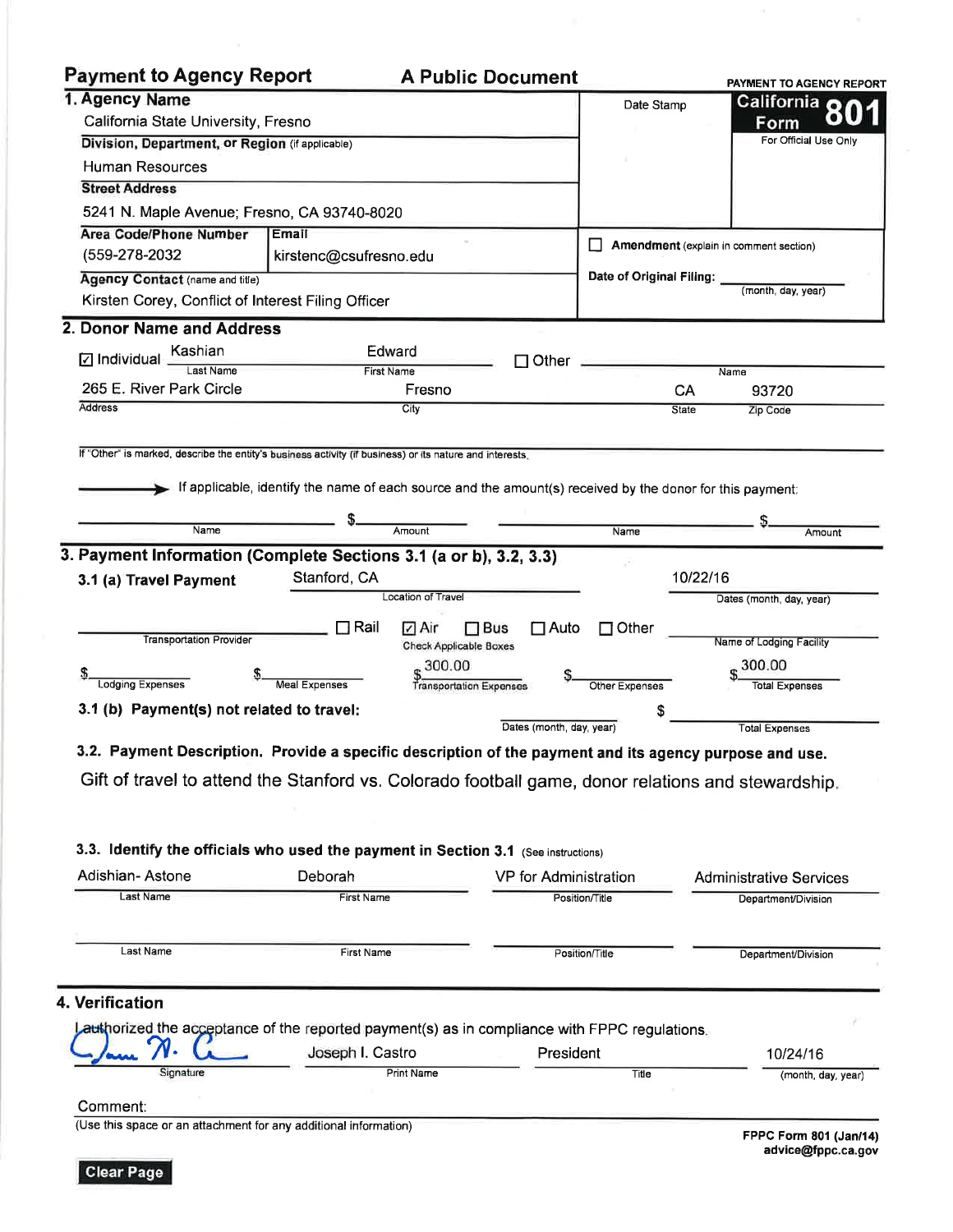# Payment to Agency Report — A Public Document

**PAYMENT TO AGENCY REPORT**
**California Form 801**
For Official Use Only

Date Stamp

## 1. Agency Name

California State University, Fresno

**Division, Department, or Region** (if applicable)

Human Resources

**Street Address**

5241 N. Maple Avenue; Fresno, CA 93740-8020

| Area Code/Phone Number | Email |
|---|---|
| (559-278-2032 | kirstenc@csufresno.edu |

**Agency Contact** (name and title)

Kirsten Corey, Conflict of Interest Filing Officer

☐ **Amendment** (explain in comment section)

**Date of Original Filing:** ____________ (month, day, year)

## 2. Donor Name and Address

☑ Individual

| Last Name | First Name |
|---|---|
| Kashian | Edward |

☐ Other ____________ Name

| Address | City | State | Zip Code |
|---|---|---|---|
| 265 E. River Park Circle | Fresno | CA | 93720 |

If "Other" is marked, describe the entity's business activity (if business) or its nature and interests.

→ If applicable, identify the name of each source and the amount(s) received by the donor for this payment:

| Name | Amount | Name | Amount |
|---|---|---|---|
| | $ | | $ |

## 3. Payment Information (Complete Sections 3.1 (a or b), 3.2, 3.3)

**3.1 (a) Travel Payment**

| Location of Travel | Dates (month, day, year) |
|---|---|
| Stanford, CA | 10/22/16 |

Transportation Provider: ____________

☐ Rail ☑ Air ☐ Bus ☐ Auto ☐ Other (Check Applicable Boxes)

Name of Lodging Facility: ____________

| Lodging Expenses | Meal Expenses | Transportation Expenses | Other Expenses | Total Expenses |
|---|---|---|---|---|
| $ | $ | $ 300.00 | $ | $ 300.00 |

**3.1 (b) Payment(s) not related to travel:** ____________ Dates (month, day, year) $ ____________ Total Expenses

**3.2. Payment Description. Provide a specific description of the payment and its agency purpose and use.**

Gift of travel to attend the Stanford vs. Colorado football game, donor relations and stewardship.

**3.3. Identify the officials who used the payment in Section 3.1** (See instructions)

| Last Name | First Name | Position/Title | Department/Division |
|---|---|---|---|
| Adishian- Astone | Deborah | VP for Administration | Administrative Services |
| | | | |

## 4. Verification

I authorized the acceptance of the reported payment(s) as in compliance with FPPC regulations.

| Signature | Print Name | Title | (month, day, year) |
|---|---|---|---|
| [signature] | Joseph I. Castro | President | 10/24/16 |

Comment:

(Use this space or an attachment for any additional information)

FPPC Form 801 (Jan/14)
advice@fppc.ca.gov

Clear Page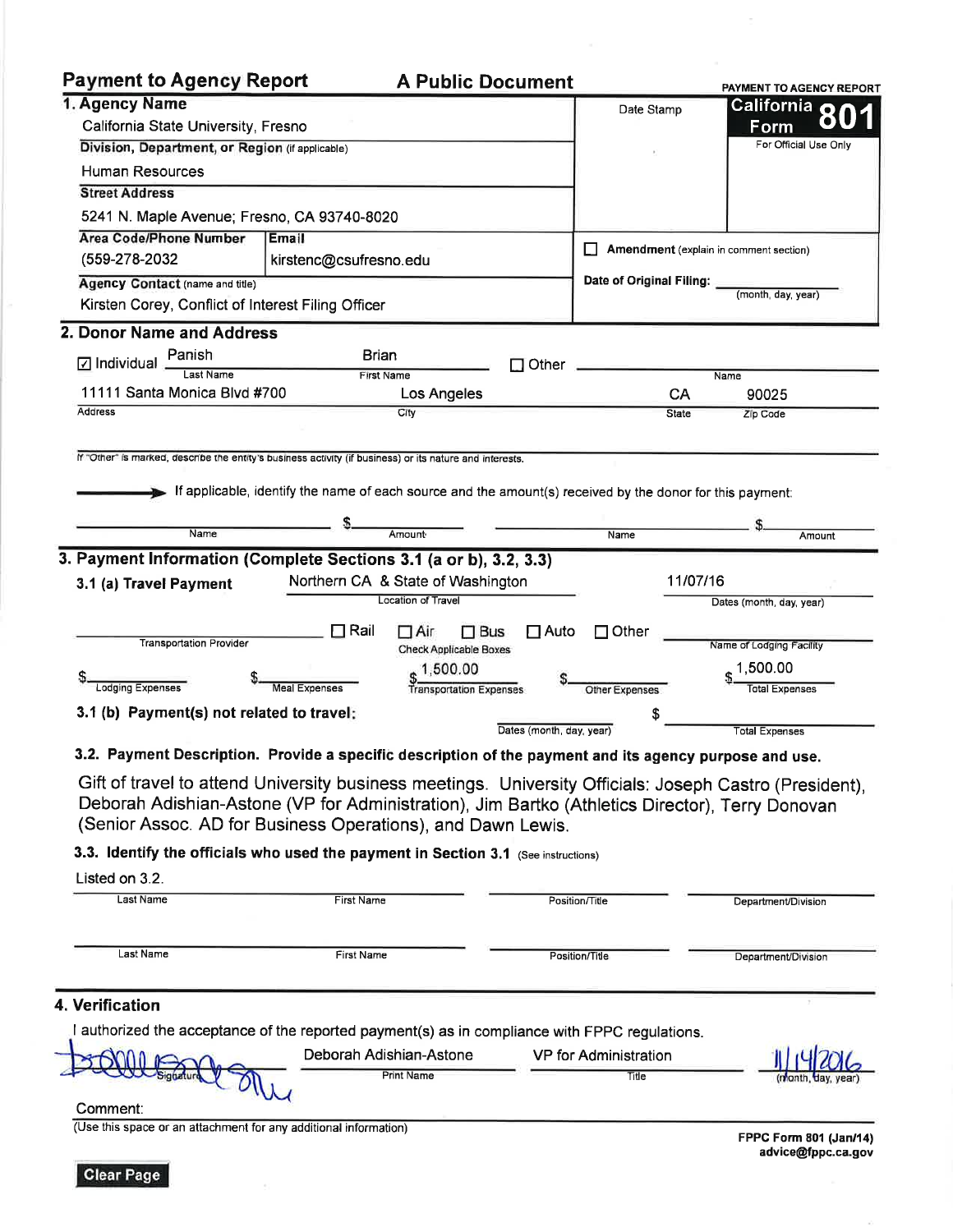## Payment to Agency Report — A Public Document

**PAYMENT TO AGENCY REPORT**
**California Form 801**
For Official Use Only

Date Stamp

### 1. Agency Name

California State University, Fresno

**Division, Department, or Region** (if applicable)

Human Resources

**Street Address**

5241 N. Maple Avenue; Fresno, CA 93740-8020

**Area Code/Phone Number**: (559-278-2032
**Email**: kirstenc@csufresno.edu

**Agency Contact** (name and title)

Kirsten Corey, Conflict of Interest Filing Officer

☐ **Amendment** (explain in comment section)

**Date of Original Filing:** ____________ (month, day, year)

### 2. Donor Name and Address

☑ Individual — Last Name: Panish — First Name: Brian
☐ Other — Name: ____________

Address: 11111 Santa Monica Blvd #700 — City: Los Angeles — State: CA — Zip Code: 90025

If "Other" is marked, describe the entity's business activity (if business) or its nature and interests.

If applicable, identify the name of each source and the amount(s) received by the donor for this payment:

Name ____________ $ ____________ Amount — Name ____________ $ ____________ Amount

### 3. Payment Information (Complete Sections 3.1 (a or b), 3.2, 3.3)

**3.1 (a) Travel Payment**

Location of Travel: Northern CA & State of Washington
Dates (month, day, year): 11/07/16

Transportation Provider: ____________
☐ Rail ☐ Air ☐ Bus ☐ Auto ☐ Other (Check Applicable Boxes)
Name of Lodging Facility: ____________

| Lodging Expenses | Meal Expenses | Transportation Expenses | Other Expenses | Total Expenses |
|---|---|---|---|---|
| $ | $ | $ 1,500.00 | $ | $ 1,500.00 |

**3.1 (b) Payment(s) not related to travel:** Dates (month, day, year) ____________ $ ____________ Total Expenses

**3.2. Payment Description. Provide a specific description of the payment and its agency purpose and use.**

Gift of travel to attend University business meetings. University Officials: Joseph Castro (President), Deborah Adishian-Astone (VP for Administration), Jim Bartko (Athletics Director), Terry Donovan (Senior Assoc. AD for Business Operations), and Dawn Lewis.

**3.3. Identify the officials who used the payment in Section 3.1** (See instructions)

Listed on 3.2.

| Last Name | First Name | Position/Title | Department/Division |
|---|---|---|---|
| | | | |
| | | | |

### 4. Verification

I authorized the acceptance of the reported payment(s) as in compliance with FPPC regulations.

| Signature | Print Name | Title | (month, day, year) |
|---|---|---|---|
| [signature] | Deborah Adishian-Astone | VP for Administration | 11/14/2016 |

Comment:

(Use this space or an attachment for any additional information)

FPPC Form 801 (Jan/14)
advice@fppc.ca.gov

Clear Page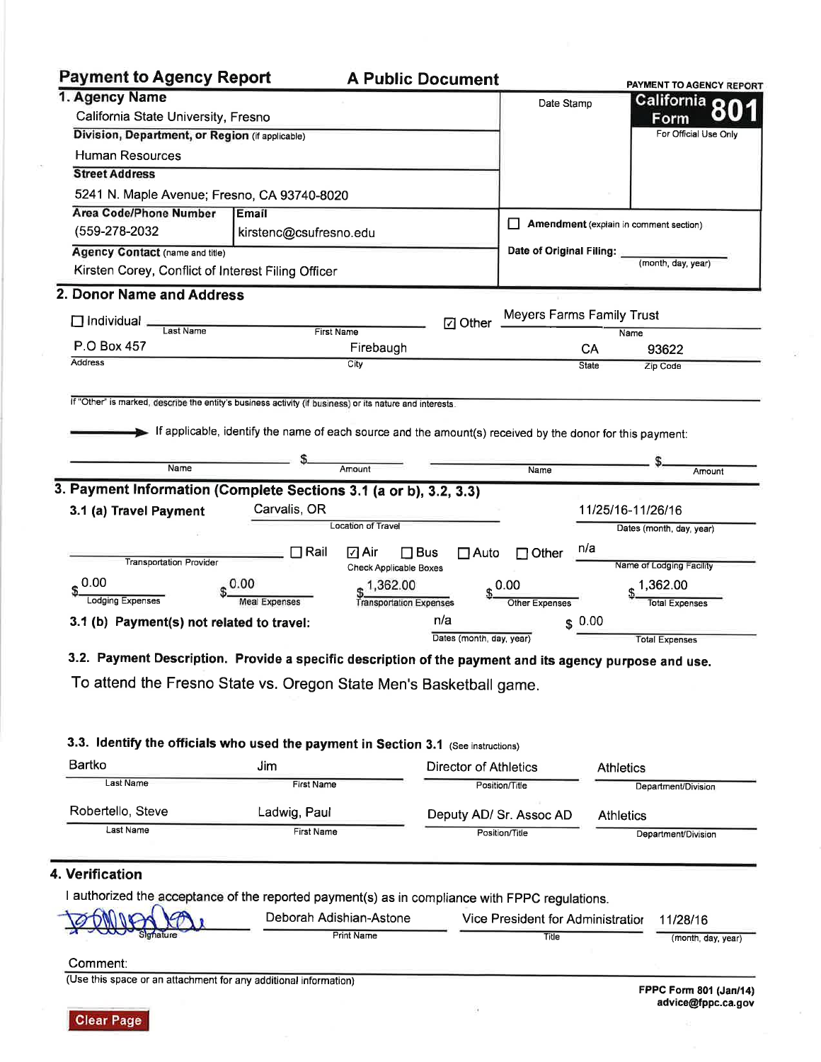# Payment to Agency Report

**A Public Document**

**PAYMENT TO AGENCY REPORT**

**California Form 801**

For Official Use Only

Date Stamp

## 1. Agency Name

California State University, Fresno

**Division, Department, or Region** (if applicable)

Human Resources

**Street Address**

5241 N. Maple Avenue; Fresno, CA 93740-8020

| **Area Code/Phone Number** | **Email** |
|---|---|
| (559-278-2032 | kirstenc@csufresno.edu |

**Agency Contact** (name and title)

Kirsten Corey, Conflict of Interest Filing Officer

☐ **Amendment** (explain in comment section)

**Date of Original Filing:** ____________ (month, day, year)

## 2. Donor Name and Address

☐ Individual ____________ Last Name ____________ First Name

☑ Other — Meyers Farms Family Trust (Name)

| Address | City | State | Zip Code |
|---|---|---|---|
| P.O Box 457 | Firebaugh | CA | 93622 |

If "Other" is marked, describe the entity's business activity (if business) or its nature and interests.

→ If applicable, identify the name of each source and the amount(s) received by the donor for this payment:

| Name | Amount | Name | Amount |
|---|---|---|---|
| | $ | | $ |

## 3. Payment Information (Complete Sections 3.1 (a or b), 3.2, 3.3)

**3.1 (a) Travel Payment**

Location of Travel: Carvalis, OR

Dates (month, day, year): 11/25/16-11/26/16

Transportation Provider: ____________

☐ Rail ☑ Air ☐ Bus ☐ Auto ☐ Other (Check Applicable Boxes)

Name of Lodging Facility: n/a

| Lodging Expenses | Meal Expenses | Transportation Expenses | Other Expenses | Total Expenses |
|---|---|---|---|---|
| $ 0.00 | $ 0.00 | $ 1,362.00 | $ 0.00 | $ 1,362.00 |

**3.1 (b) Payment(s) not related to travel:** n/a (Dates (month, day, year)) $ 0.00 (Total Expenses)

**3.2. Payment Description. Provide a specific description of the payment and its agency purpose and use.**

To attend the Fresno State vs. Oregon State Men's Basketball game.

**3.3. Identify the officials who used the payment in Section 3.1** (See instructions)

| Last Name | First Name | Position/Title | Department/Division |
|---|---|---|---|
| Bartko | Jim | Director of Athletics | Athletics |
| Robertello, Steve | Ladwig, Paul | Deputy AD/ Sr. Assoc AD | Athletics |

## 4. Verification

I authorized the acceptance of the reported payment(s) as in compliance with FPPC regulations.

| Signature | Print Name | Title | (month, day, year) |
|---|---|---|---|
| [signature] | Deborah Adishian-Astone | Vice President for Administratior | 11/28/16 |

Comment:

(Use this space or an attachment for any additional information)

FPPC Form 801 (Jan/14)
advice@fppc.ca.gov

Clear Page